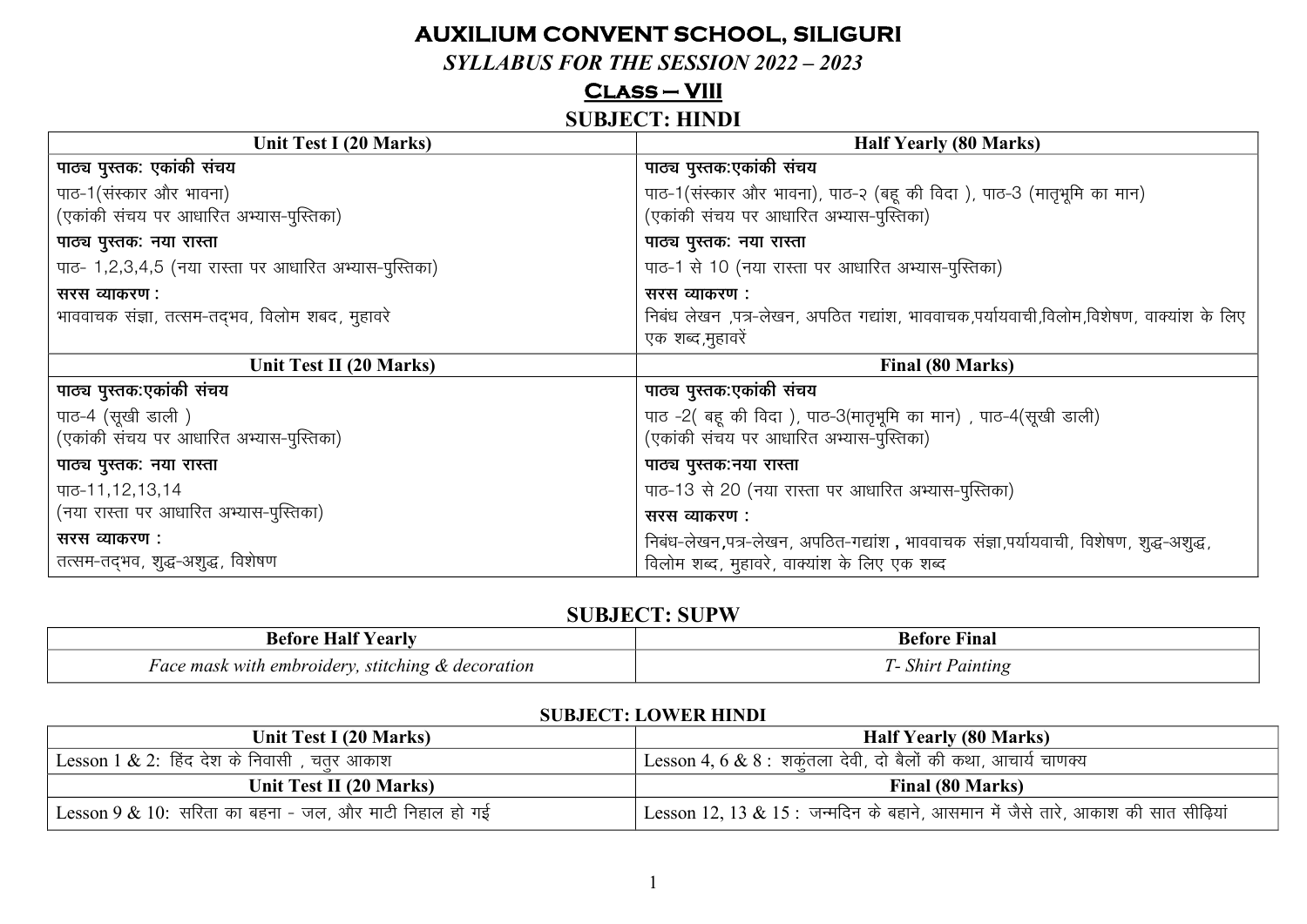# AUXILIUM CONVENT SCHOOL, SILIGURI

*SYLLABUS FOR THE SESSION 2022 – 2023*

## Class – VIII

### SUBJECT: HINDI

| Unit Test I (20 Marks) | Half Yearly (80 Marks) |
|---|---|
| **पाठ्य पुस्तक: एकांकी संचय**<br>पाठ-1(संस्कार और भावना)<br>(एकांकी संचय पर आधारित अभ्यास-पुस्तिका)<br>**पाठ्य पुस्तक: नया रास्ता**<br>पाठ- 1,2,3,4,5 (नया रास्ता पर आधारित अभ्यास-पुस्तिका)<br>**सरस व्याकरण :**<br>भाववाचक संज्ञा, तत्सम-तद्भव, विलोम शबद, मुहावरे | **पाठ्य पुस्तक:एकांकी संचय**<br>पाठ-1(संस्कार और भावना), पाठ-२ (बहू की विदा ), पाठ-3 (मातृभूमि का मान)<br>(एकांकी संचय पर आधारित अभ्यास-पुस्तिका)<br>**पाठ्य पुस्तक: नया रास्ता**<br>पाठ-1 से 10 (नया रास्ता पर आधारित अभ्यास-पुस्तिका)<br>**सरस व्याकरण :**<br>निबंध लेखन ,पत्र-लेखन, अपठित गद्यांश, भाववाचक,पर्यायवाची,विलोम,विशेषण, वाक्यांश के लिए एक शब्द,मुहावरें |
| **Unit Test II (20 Marks)** | **Final (80 Marks)** |
| **पाठ्य पुस्तक:एकांकी संचय**<br>पाठ-4 (सूखी डाली )<br>(एकांकी संचय पर आधारित अभ्यास-पुस्तिका)<br>**पाठ्य पुस्तक: नया रास्ता**<br>पाठ-11,12,13,14<br>(नया रास्ता पर आधारित अभ्यास-पुस्तिका)<br>**सरस व्याकरण :**<br>तत्सम-तद्भव, शुद्ध-अशुद्ध, विशेषण | **पाठ्य पुस्तक:एकांकी संचय**<br>पाठ -2( बहू की विदा ), पाठ-3(मातृभूमि का मान) , पाठ-4(सूखी डाली)<br>(एकांकी संचय पर आधारित अभ्यास-पुस्तिका)<br>**पाठ्य पुस्तक:नया रास्ता**<br>पाठ-13 से 20 (नया रास्ता पर आधारित अभ्यास-पुस्तिका)<br>**सरस व्याकरण :**<br>निबंध-लेखन,पत्र-लेखन, अपठित-गद्यांश **,** भाववाचक संज्ञा,पर्यायवाची, विशेषण, शुद्ध-अशुद्ध, विलोम शब्द, मुहावरे, वाक्यांश के लिए एक शब्द |

### SUBJECT: SUPW

| Before Half Yearly | Before Final |
|---|---|
| *Face mask with embroidery, stitching & decoration* | *T- Shirt Painting* |

### SUBJECT: LOWER HINDI

| Unit Test I (20 Marks) | Half Yearly (80 Marks) |
|---|---|
| Lesson 1 & 2: हिंद देश के निवासी , चतुर आकाश | Lesson 4, 6 & 8 : शकुंतला देवी, दो बैलों की कथा, आचार्य चाणक्य |
| **Unit Test II (20 Marks)** | **Final (80 Marks)** |
| Lesson 9 & 10: सरिता का बहना - जल, और माटी निहाल हो गई | Lesson 12, 13 & 15 : जन्मदिन के बहाने, आसमान में जैसे तारे, आकाश की सात सीढ़ियां |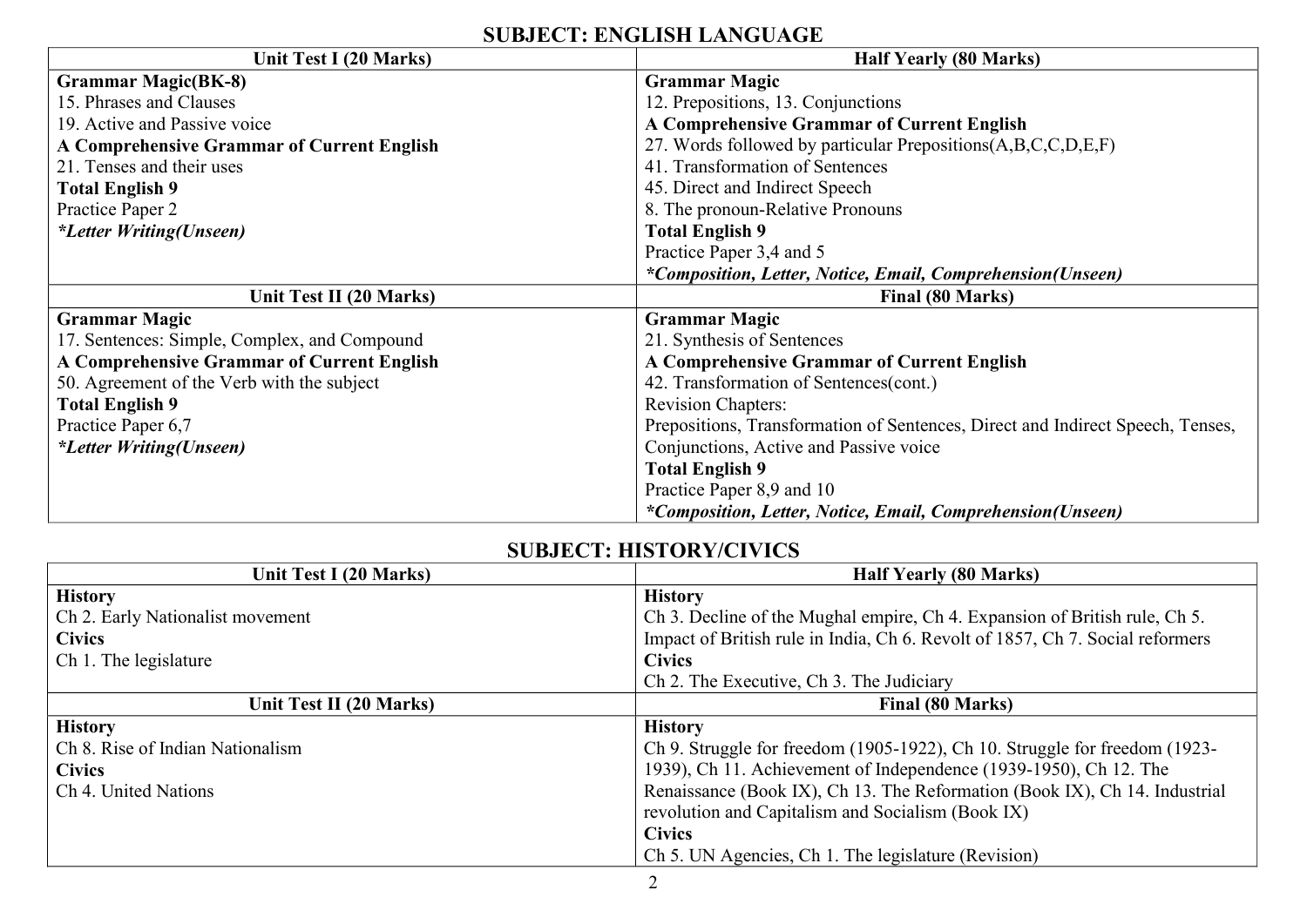## SUBJECT: ENGLISH LANGUAGE

| Unit Test I (20 Marks) | Half Yearly (80 Marks) |
|---|---|
| **Grammar Magic(BK-8)**<br>15. Phrases and Clauses<br>19. Active and Passive voice<br>**A Comprehensive Grammar of Current English**<br>21. Tenses and their uses<br>**Total English 9**<br>Practice Paper 2<br>***Letter Writing(Unseen)*** | **Grammar Magic**<br>12. Prepositions, 13. Conjunctions<br>**A Comprehensive Grammar of Current English**<br>27. Words followed by particular Prepositions(A,B,C,C,D,E,F)<br>41. Transformation of Sentences<br>45. Direct and Indirect Speech<br>8. The pronoun-Relative Pronouns<br>**Total English 9**<br>Practice Paper 3,4 and 5<br>***Composition, Letter, Notice, Email, Comprehension(Unseen)*** |
| **Unit Test II (20 Marks)** | **Final (80 Marks)** |
| **Grammar Magic**<br>17. Sentences: Simple, Complex, and Compound<br>**A Comprehensive Grammar of Current English**<br>50. Agreement of the Verb with the subject<br>**Total English 9**<br>Practice Paper 6,7<br>***Letter Writing(Unseen)*** | **Grammar Magic**<br>21. Synthesis of Sentences<br>**A Comprehensive Grammar of Current English**<br>42. Transformation of Sentences(cont.)<br>Revision Chapters:<br>Prepositions, Transformation of Sentences, Direct and Indirect Speech, Tenses, Conjunctions, Active and Passive voice<br>**Total English 9**<br>Practice Paper 8,9 and 10<br>***Composition, Letter, Notice, Email, Comprehension(Unseen)*** |

## SUBJECT: HISTORY/CIVICS

| Unit Test I (20 Marks) | Half Yearly (80 Marks) |
|---|---|
| **History**<br>Ch 2. Early Nationalist movement<br>**Civics**<br>Ch 1. The legislature | **History**<br>Ch 3. Decline of the Mughal empire, Ch 4. Expansion of British rule, Ch 5. Impact of British rule in India, Ch 6. Revolt of 1857, Ch 7. Social reformers<br>**Civics**<br>Ch 2. The Executive, Ch 3. The Judiciary |
| **Unit Test II (20 Marks)** | **Final (80 Marks)** |
| **History**<br>Ch 8. Rise of Indian Nationalism<br>**Civics**<br>Ch 4. United Nations | **History**<br>Ch 9. Struggle for freedom (1905-1922), Ch 10. Struggle for freedom (1923-1939), Ch 11. Achievement of Independence (1939-1950), Ch 12. The Renaissance (Book IX), Ch 13. The Reformation (Book IX), Ch 14. Industrial revolution and Capitalism and Socialism (Book IX)<br>**Civics**<br>Ch 5. UN Agencies, Ch 1. The legislature (Revision) |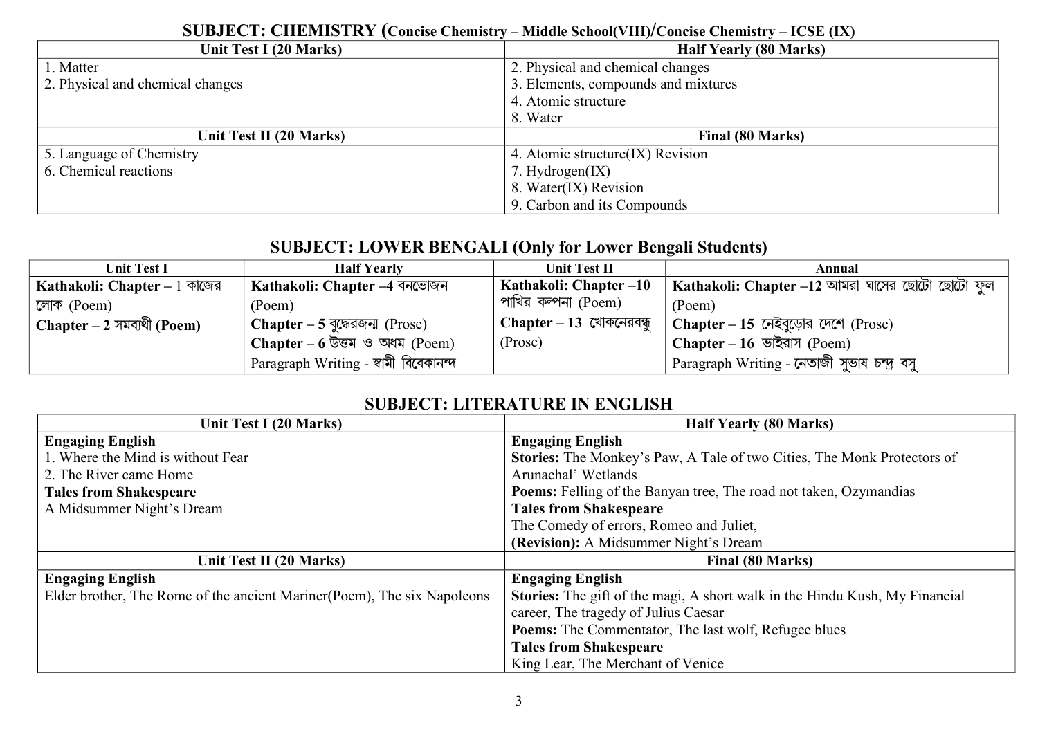## SUBJECT: CHEMISTRY (Concise Chemistry – Middle School(VIII)/Concise Chemistry – ICSE (IX)

| Unit Test I (20 Marks) | Half Yearly (80 Marks) |
|---|---|
| 1. Matter<br>2. Physical and chemical changes | 2. Physical and chemical changes<br>3. Elements, compounds and mixtures<br>4. Atomic structure<br>8. Water |
| **Unit Test II (20 Marks)** | **Final (80 Marks)** |
| 5. Language of Chemistry<br>6. Chemical reactions | 4. Atomic structure(IX) Revision<br>7. Hydrogen(IX)<br>8. Water(IX) Revision<br>9. Carbon and its Compounds |

## SUBJECT: LOWER BENGALI (Only for Lower Bengali Students)

| Unit Test I | Half Yearly | Unit Test II | Annual |
|---|---|---|---|
| **Kathakoli: Chapter – 1** কাজের লোক (Poem)<br>**Chapter – 2** সমব্যথী **(Poem)** | **Kathakoli: Chapter –4** বনভোজন (Poem)<br>**Chapter – 5** বুদ্ধেরজন্ম (Prose)<br>**Chapter – 6** উত্তম ও অধম (Poem)<br>Paragraph Writing - স্বামী বিবেকানন্দ | **Kathakoli: Chapter –10** পাখির কল্পনা (Poem)<br>**Chapter – 13** খোকনেরবন্ধু (Prose) | **Kathakoli: Chapter –12** আমরা ঘাসের ছোটো ছোটো ফুল (Poem)<br>**Chapter – 15** নেইবুড়োর দেশে (Prose)<br>**Chapter – 16** ভাইরাস (Poem)<br>Paragraph Writing - নেতাজী সুভাষ চন্দ্র বসু |

## SUBJECT: LITERATURE IN ENGLISH

| Unit Test I (20 Marks) | Half Yearly (80 Marks) |
|---|---|
| **Engaging English**<br>1. Where the Mind is without Fear<br>2. The River came Home<br>**Tales from Shakespeare**<br>A Midsummer Night's Dream | **Engaging English**<br>**Stories:** The Monkey's Paw, A Tale of two Cities, The Monk Protectors of Arunachal' Wetlands<br>**Poems:** Felling of the Banyan tree, The road not taken, Ozymandias<br>**Tales from Shakespeare**<br>The Comedy of errors, Romeo and Juliet,<br>**(Revision):** A Midsummer Night's Dream |
| **Unit Test II (20 Marks)** | **Final (80 Marks)** |
| **Engaging English**<br>Elder brother, The Rome of the ancient Mariner(Poem), The six Napoleons | **Engaging English**<br>**Stories:** The gift of the magi, A short walk in the Hindu Kush, My Financial career, The tragedy of Julius Caesar<br>**Poems:** The Commentator, The last wolf, Refugee blues<br>**Tales from Shakespeare**<br>King Lear, The Merchant of Venice |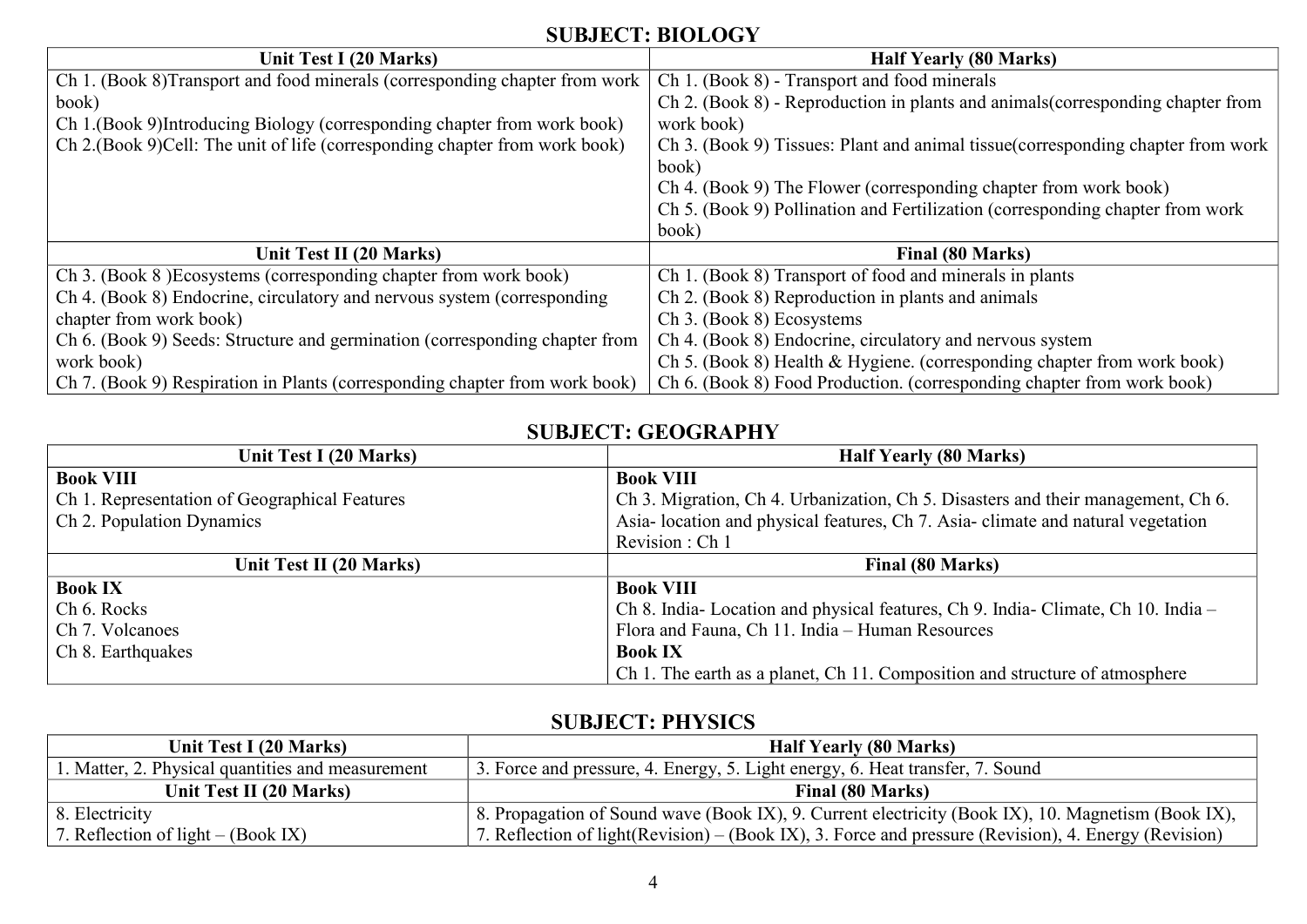## SUBJECT: BIOLOGY

| Unit Test I (20 Marks) | Half Yearly (80 Marks) |
|---|---|
| Ch 1. (Book 8)Transport and food minerals (corresponding chapter from work book)<br>Ch 1.(Book 9)Introducing Biology (corresponding chapter from work book)<br>Ch 2.(Book 9)Cell: The unit of life (corresponding chapter from work book) | Ch 1. (Book 8) - Transport and food minerals<br>Ch 2. (Book 8) - Reproduction in plants and animals(corresponding chapter from work book)<br>Ch 3. (Book 9) Tissues: Plant and animal tissue(corresponding chapter from work book)<br>Ch 4. (Book 9) The Flower (corresponding chapter from work book)<br>Ch 5. (Book 9) Pollination and Fertilization (corresponding chapter from work book) |
| **Unit Test II (20 Marks)** | **Final (80 Marks)** |
| Ch 3. (Book 8 )Ecosystems (corresponding chapter from work book)<br>Ch 4. (Book 8) Endocrine, circulatory and nervous system (corresponding chapter from work book)<br>Ch 6. (Book 9) Seeds: Structure and germination (corresponding chapter from work book)<br>Ch 7. (Book 9) Respiration in Plants (corresponding chapter from work book) | Ch 1. (Book 8) Transport of food and minerals in plants<br>Ch 2. (Book 8) Reproduction in plants and animals<br>Ch 3. (Book 8) Ecosystems<br>Ch 4. (Book 8) Endocrine, circulatory and nervous system<br>Ch 5. (Book 8) Health & Hygiene. (corresponding chapter from work book)<br>Ch 6. (Book 8) Food Production. (corresponding chapter from work book) |

## SUBJECT: GEOGRAPHY

| Unit Test I (20 Marks) | Half Yearly (80 Marks) |
|---|---|
| **Book VIII**<br>Ch 1. Representation of Geographical Features<br>Ch 2. Population Dynamics | **Book VIII**<br>Ch 3. Migration, Ch 4. Urbanization, Ch 5. Disasters and their management, Ch 6. Asia- location and physical features, Ch 7. Asia- climate and natural vegetation<br>Revision : Ch 1 |
| **Unit Test II (20 Marks)** | **Final (80 Marks)** |
| **Book IX**<br>Ch 6. Rocks<br>Ch 7. Volcanoes<br>Ch 8. Earthquakes | **Book VIII**<br>Ch 8. India- Location and physical features, Ch 9. India- Climate, Ch 10. India – Flora and Fauna, Ch 11. India – Human Resources<br>**Book IX**<br>Ch 1. The earth as a planet, Ch 11. Composition and structure of atmosphere |

## SUBJECT: PHYSICS

| Unit Test I (20 Marks) | Half Yearly (80 Marks) |
|---|---|
| 1. Matter, 2. Physical quantities and measurement | 3. Force and pressure, 4. Energy, 5. Light energy, 6. Heat transfer, 7. Sound |
| **Unit Test II (20 Marks)** | **Final (80 Marks)** |
| 8. Electricity<br>7. Reflection of light – (Book IX) | 8. Propagation of Sound wave (Book IX), 9. Current electricity (Book IX), 10. Magnetism (Book IX), 7. Reflection of light(Revision) – (Book IX), 3. Force and pressure (Revision), 4. Energy (Revision) |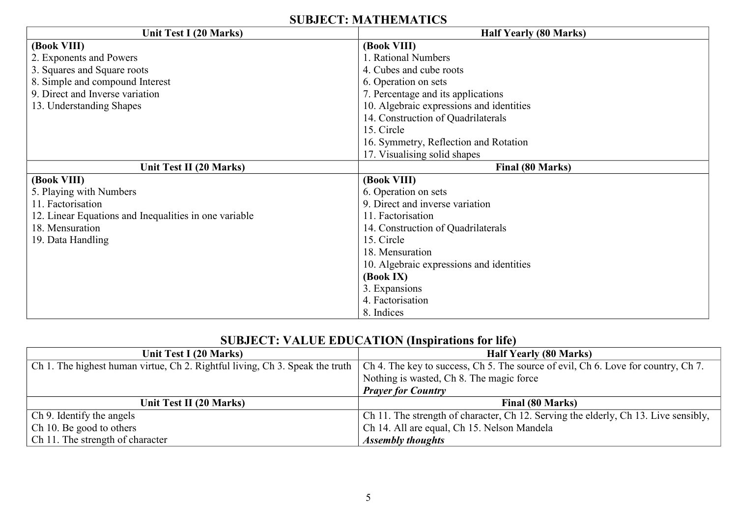## SUBJECT: MATHEMATICS

| Unit Test I (20 Marks) | Half Yearly (80 Marks) |
|---|---|
| **(Book VIII)**<br>2. Exponents and Powers<br>3. Squares and Square roots<br>8. Simple and compound Interest<br>9. Direct and Inverse variation<br>13. Understanding Shapes | **(Book VIII)**<br>1. Rational Numbers<br>4. Cubes and cube roots<br>6. Operation on sets<br>7. Percentage and its applications<br>10. Algebraic expressions and identities<br>14. Construction of Quadrilaterals<br>15. Circle<br>16. Symmetry, Reflection and Rotation<br>17. Visualising solid shapes |
| **Unit Test II (20 Marks)** | **Final (80 Marks)** |
| **(Book VIII)**<br>5. Playing with Numbers<br>11. Factorisation<br>12. Linear Equations and Inequalities in one variable<br>18. Mensuration<br>19. Data Handling | **(Book VIII)**<br>6. Operation on sets<br>9. Direct and inverse variation<br>11. Factorisation<br>14. Construction of Quadrilaterals<br>15. Circle<br>18. Mensuration<br>10. Algebraic expressions and identities<br>**(Book IX)**<br>3. Expansions<br>4. Factorisation<br>8. Indices |

## SUBJECT: VALUE EDUCATION (Inspirations for life)

| Unit Test I (20 Marks) | Half Yearly (80 Marks) |
|---|---|
| Ch 1. The highest human virtue, Ch 2. Rightful living, Ch 3. Speak the truth | Ch 4. The key to success, Ch 5. The source of evil, Ch 6. Love for country, Ch 7. Nothing is wasted, Ch 8. The magic force<br>***Prayer for Country*** |
| **Unit Test II (20 Marks)** | **Final (80 Marks)** |
| Ch 9. Identify the angels<br>Ch 10. Be good to others<br>Ch 11. The strength of character | Ch 11. The strength of character, Ch 12. Serving the elderly, Ch 13. Live sensibly, Ch 14. All are equal, Ch 15. Nelson Mandela<br>***Assembly thoughts*** |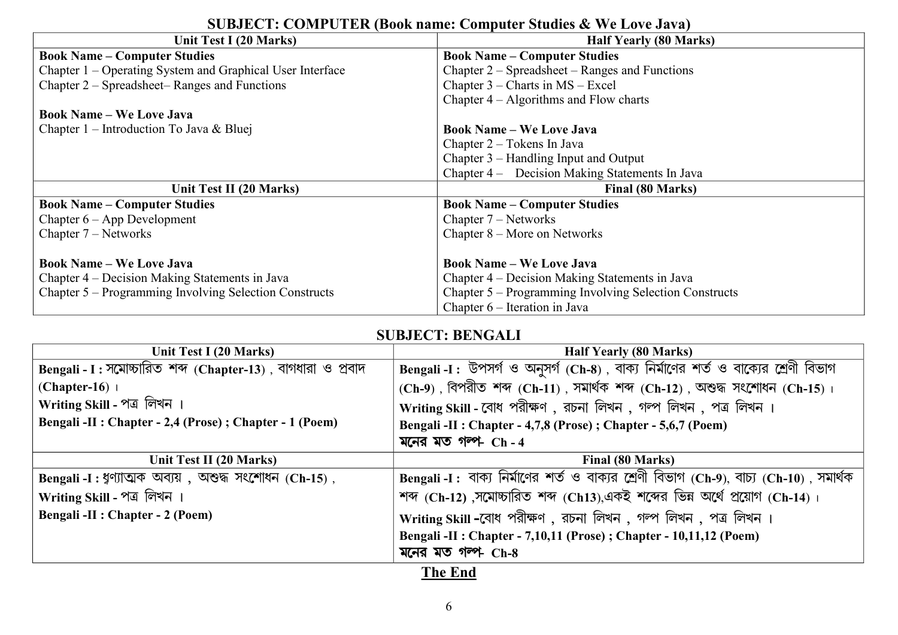## SUBJECT: COMPUTER (Book name: Computer Studies & We Love Java)

| Unit Test I (20 Marks) | Half Yearly (80 Marks) |
| --- | --- |
| **Book Name – Computer Studies**<br>Chapter 1 – Operating System and Graphical User Interface<br>Chapter 2 – Spreadsheet– Ranges and Functions<br><br>**Book Name – We Love Java**<br>Chapter 1 – Introduction To Java & Bluej | **Book Name – Computer Studies**<br>Chapter 2 – Spreadsheet – Ranges and Functions<br>Chapter 3 – Charts in MS – Excel<br>Chapter 4 – Algorithms and Flow charts<br><br>**Book Name – We Love Java**<br>Chapter 2 – Tokens In Java<br>Chapter 3 – Handling Input and Output<br>Chapter 4 – Decision Making Statements In Java |
| **Unit Test II (20 Marks)** | **Final (80 Marks)** |
| **Book Name – Computer Studies**<br>Chapter 6 – App Development<br>Chapter 7 – Networks<br><br>**Book Name – We Love Java**<br>Chapter 4 – Decision Making Statements in Java<br>Chapter 5 – Programming Involving Selection Constructs | **Book Name – Computer Studies**<br>Chapter 7 – Networks<br>Chapter 8 – More on Networks<br><br>**Book Name – We Love Java**<br>Chapter 4 – Decision Making Statements in Java<br>Chapter 5 – Programming Involving Selection Constructs<br>Chapter 6 – Iteration in Java |

## SUBJECT: BENGALI

| Unit Test I (20 Marks) | Half Yearly (80 Marks) |
| --- | --- |
| **Bengali - I :** সমোচ্চারিত শব্দ **(Chapter-13)** , বাগধারা ও প্রবাদ **(Chapter-16)** ।<br>**Writing Skill -** পত্র লিখন ।<br>**Bengali -II : Chapter - 2,4 (Prose) ; Chapter - 1 (Poem)** | **Bengali -I :** উপসর্গ ও অনুসর্গ **(Ch-8)** , বাক্য নির্মাণের শর্ত ও বাক্যের শ্রেণী বিভাগ **(Ch-9)** , বিপরীত শব্দ **(Ch-11)** , সমার্থক শব্দ **(Ch-12)** , অশুদ্ধ সংশোধন **(Ch-15)** ।<br>**Writing Skill -** বোধ পরীক্ষণ , রচনা লিখন , গল্প লিখন , পত্র লিখন ।<br>**Bengali -II : Chapter - 4,7,8 (Prose) ; Chapter - 5,6,7 (Poem)**<br>**মনের মত গল্প- Ch - 4** |
| **Unit Test II (20 Marks)** | **Final (80 Marks)** |
| **Bengali -I :** ধ্বন্যাত্মক অব্যয় , অশুদ্ধ সংশোধন **(Ch-15)** ,<br>**Writing Skill -** পত্র লিখন ।<br>**Bengali -II : Chapter - 2 (Poem)** | **Bengali -I :** বাক্য নির্মাণের শর্ত ও বাক্যর শ্রেণী বিভাগ **(Ch-9)**, বাচ্য **(Ch-10)** , সমার্থক শব্দ **(Ch-12)** ,সমোচ্চারিত শব্দ **(Ch13)**,একই শব্দের ভিন্ন অর্থে প্রয়োগ **(Ch-14)** ।<br>**Writing Skill -**বোধ পরীক্ষণ , রচনা লিখন , গল্প লিখন , পত্র লিখন ।<br>**Bengali -II : Chapter - 7,10,11 (Prose) ; Chapter - 10,11,12 (Poem)**<br>**মনের মত গল্প- Ch-8** |

**The End**